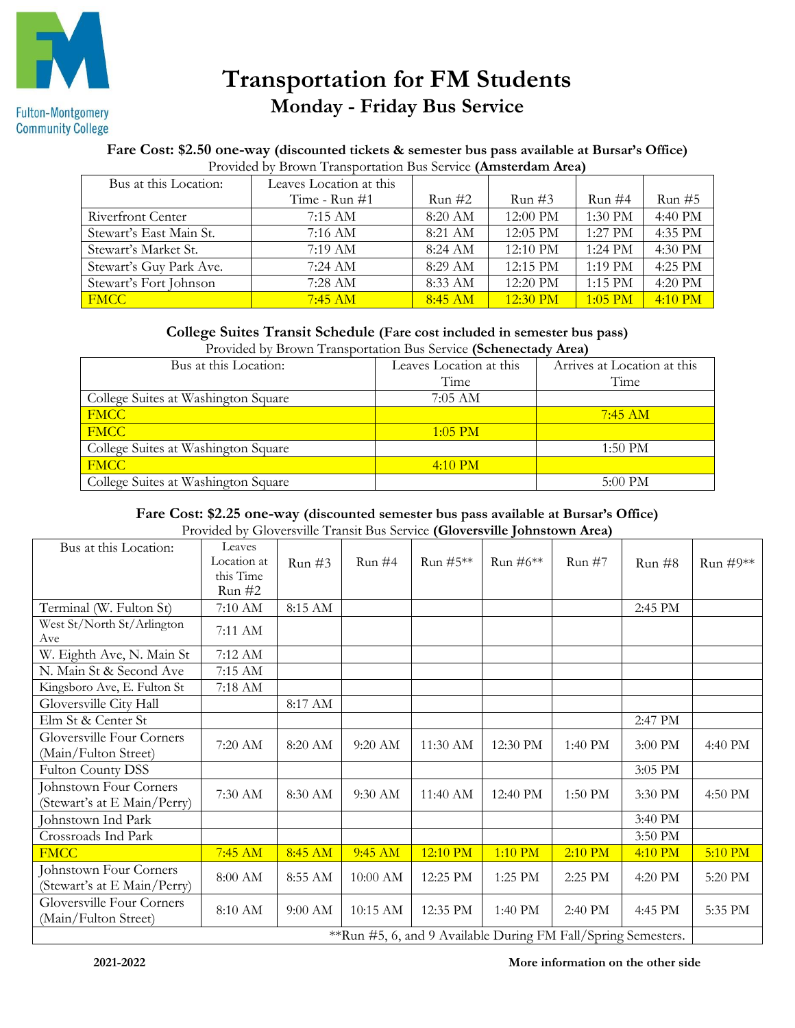Fulton-Montgomery Community College

# Transportation for FM Students

## Monday - Friday Bus Service

**Fare Cost: $2.50 one-way (discounted tickets & semester bus pass available at Bursar's Office)**

Provided by Brown Transportation Bus Service **(Amsterdam Area)**

| Bus at this Location: | Leaves Location at this Time - Run #1 | Run #2 | Run #3 | Run #4 | Run #5 |
|---|---|---|---|---|---|
| Riverfront Center | 7:15 AM | 8:20 AM | 12:00 PM | 1:30 PM | 4:40 PM |
| Stewart's East Main St. | 7:16 AM | 8:21 AM | 12:05 PM | 1:27 PM | 4:35 PM |
| Stewart's Market St. | 7:19 AM | 8:24 AM | 12:10 PM | 1:24 PM | 4:30 PM |
| Stewart's Guy Park Ave. | 7:24 AM | 8:29 AM | 12:15 PM | 1:19 PM | 4:25 PM |
| Stewart's Fort Johnson | 7:28 AM | 8:33 AM | 12:20 PM | 1:15 PM | 4:20 PM |
| FMCC | 7:45 AM | 8:45 AM | 12:30 PM | 1:05 PM | 4:10 PM |

**College Suites Transit Schedule (Fare cost included in semester bus pass)**

Provided by Brown Transportation Bus Service **(Schenectady Area)**

| Bus at this Location: | Leaves Location at this Time | Arrives at Location at this Time |
|---|---|---|
| College Suites at Washington Square | 7:05 AM | |
| FMCC | | 7:45 AM |
| FMCC | 1:05 PM | |
| College Suites at Washington Square | | 1:50 PM |
| FMCC | 4:10 PM | |
| College Suites at Washington Square | | 5:00 PM |

**Fare Cost: $2.25 one-way (discounted semester bus pass available at Bursar's Office)**

Provided by Gloversville Transit Bus Service **(Gloversville Johnstown Area)**

| Bus at this Location: | Leaves Location at this Time Run #2 | Run #3 | Run #4 | Run #5** | Run #6** | Run #7 | Run #8 | Run #9** |
|---|---|---|---|---|---|---|---|---|
| Terminal (W. Fulton St) | 7:10 AM | 8:15 AM | | | | | 2:45 PM | |
| West St/North St/Arlington Ave | 7:11 AM | | | | | | | |
| W. Eighth Ave, N. Main St | 7:12 AM | | | | | | | |
| N. Main St & Second Ave | 7:15 AM | | | | | | | |
| Kingsboro Ave, E. Fulton St | 7:18 AM | | | | | | | |
| Gloversville City Hall | | 8:17 AM | | | | | | |
| Elm St & Center St | | | | | | | 2:47 PM | |
| Gloversville Four Corners (Main/Fulton Street) | 7:20 AM | 8:20 AM | 9:20 AM | 11:30 AM | 12:30 PM | 1:40 PM | 3:00 PM | 4:40 PM |
| Fulton County DSS | | | | | | | 3:05 PM | |
| Johnstown Four Corners (Stewart's at E Main/Perry) | 7:30 AM | 8:30 AM | 9:30 AM | 11:40 AM | 12:40 PM | 1:50 PM | 3:30 PM | 4:50 PM |
| Johnstown Ind Park | | | | | | | 3:40 PM | |
| Crossroads Ind Park | | | | | | | 3:50 PM | |
| FMCC | 7:45 AM | 8:45 AM | 9:45 AM | 12:10 PM | 1:10 PM | 2:10 PM | 4:10 PM | 5:10 PM |
| Johnstown Four Corners (Stewart's at E Main/Perry) | 8:00 AM | 8:55 AM | 10:00 AM | 12:25 PM | 1:25 PM | 2:25 PM | 4:20 PM | 5:20 PM |
| Gloversville Four Corners (Main/Fulton Street) | 8:10 AM | 9:00 AM | 10:15 AM | 12:35 PM | 1:40 PM | 2:40 PM | 4:45 PM | 5:35 PM |

**Run #5, 6, and 9 Available During FM Fall/Spring Semesters.

**2021-2022**

**More information on the other side**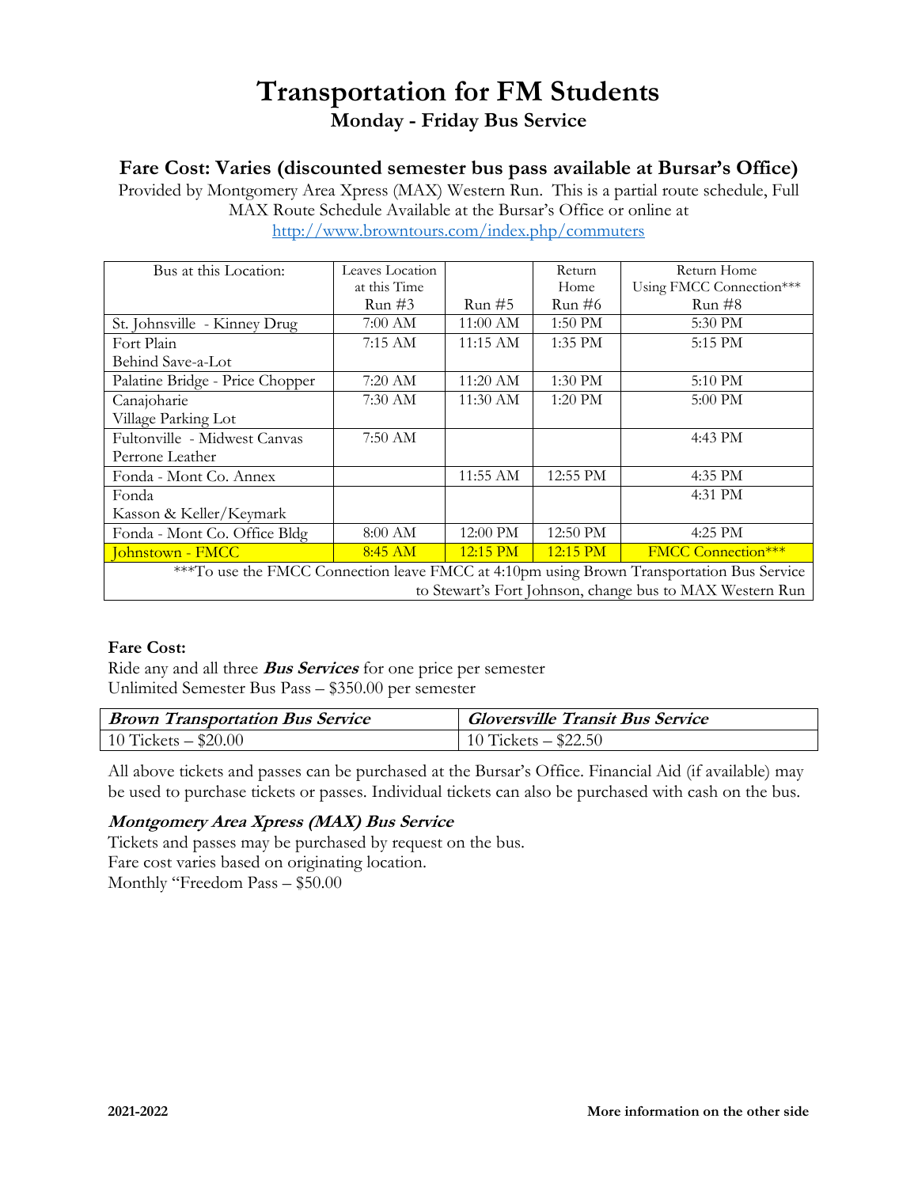# Transportation for FM Students

## Monday - Friday Bus Service

### Fare Cost: Varies (discounted semester bus pass available at Bursar's Office)

Provided by Montgomery Area Xpress (MAX) Western Run. This is a partial route schedule, Full MAX Route Schedule Available at the Bursar's Office or online at http://www.browntours.com/index.php/commuters

| Bus at this Location: | Leaves Location at this Time Run #3 | Run #5 | Return Home Run #6 | Return Home Using FMCC Connection*** Run #8 |
|---|---|---|---|---|
| St. Johnsville - Kinney Drug | 7:00 AM | 11:00 AM | 1:50 PM | 5:30 PM |
| Fort Plain Behind Save-a-Lot | 7:15 AM | 11:15 AM | 1:35 PM | 5:15 PM |
| Palatine Bridge - Price Chopper | 7:20 AM | 11:20 AM | 1:30 PM | 5:10 PM |
| Canajoharie Village Parking Lot | 7:30 AM | 11:30 AM | 1:20 PM | 5:00 PM |
| Fultonville - Midwest Canvas Perrone Leather | 7:50 AM | | | 4:43 PM |
| Fonda - Mont Co. Annex | | 11:55 AM | 12:55 PM | 4:35 PM |
| Fonda Kasson & Keller/Keymark | | | | 4:31 PM |
| Fonda - Mont Co. Office Bldg | 8:00 AM | 12:00 PM | 12:50 PM | 4:25 PM |
| Johnstown - FMCC | 8:45 AM | 12:15 PM | 12:15 PM | FMCC Connection*** |
| ***To use the FMCC Connection leave FMCC at 4:10pm using Brown Transportation Bus Service to Stewart's Fort Johnson, change bus to MAX Western Run | | | | |

**Fare Cost:**
Ride any and all three ***Bus Services*** for one price per semester
Unlimited Semester Bus Pass – $350.00 per semester

| ***Brown Transportation Bus Service*** | ***Gloversville Transit Bus Service*** |
|---|---|
| 10 Tickets – $20.00 | 10 Tickets – $22.50 |

All above tickets and passes can be purchased at the Bursar's Office. Financial Aid (if available) may be used to purchase tickets or passes. Individual tickets can also be purchased with cash on the bus.

### ***Montgomery Area Xpress (MAX) Bus Service***

Tickets and passes may be purchased by request on the bus.
Fare cost varies based on originating location.
Monthly "Freedom Pass – $50.00

**2021-2022** **More information on the other side**